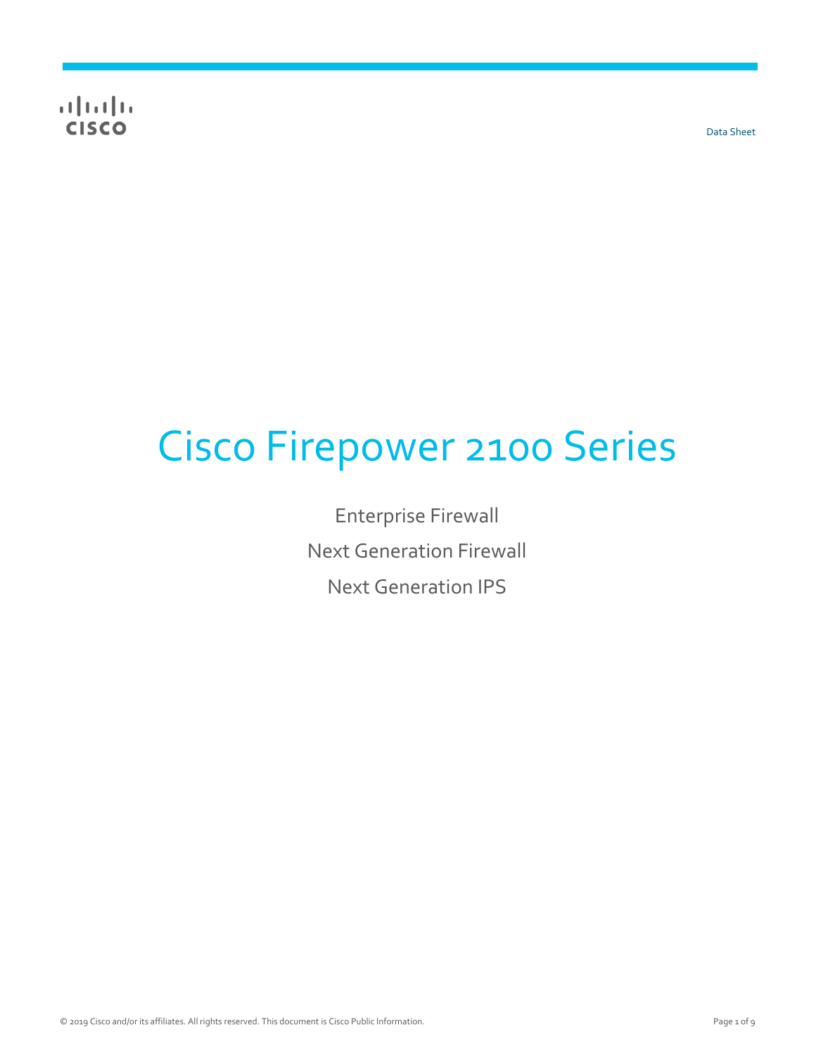Data Sheet

# Cisco Firepower 2100 Series

Enterprise Firewall

Next Generation Firewall

Next Generation IPS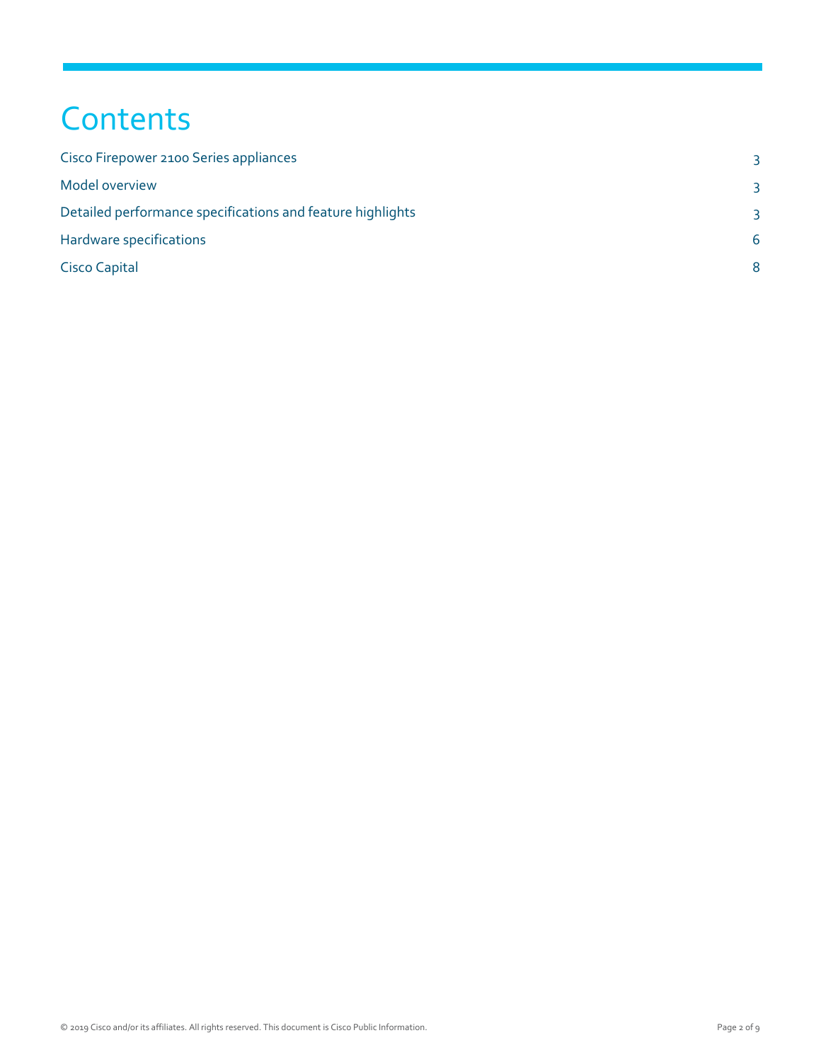# Contents

| | |
|---|---|
| Cisco Firepower 2100 Series appliances | 3 |
| Model overview | 3 |
| Detailed performance specifications and feature highlights | 3 |
| Hardware specifications | 6 |
| Cisco Capital | 8 |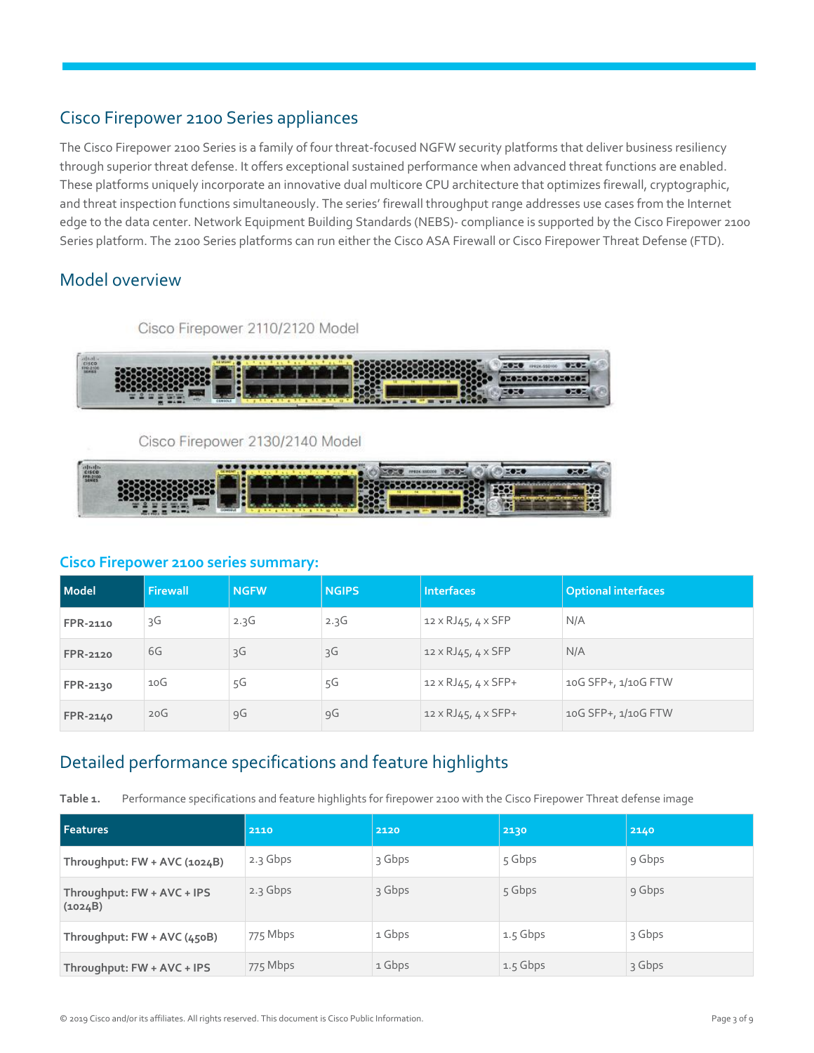## Cisco Firepower 2100 Series appliances

The Cisco Firepower 2100 Series is a family of four threat-focused NGFW security platforms that deliver business resiliency through superior threat defense. It offers exceptional sustained performance when advanced threat functions are enabled. These platforms uniquely incorporate an innovative dual multicore CPU architecture that optimizes firewall, cryptographic, and threat inspection functions simultaneously. The series' firewall throughput range addresses use cases from the Internet edge to the data center. Network Equipment Building Standards (NEBS)- compliance is supported by the Cisco Firepower 2100 Series platform. The 2100 Series platforms can run either the Cisco ASA Firewall or Cisco Firepower Threat Defense (FTD).

## Model overview

Cisco Firepower 2110/2120 Model

Cisco Firepower 2130/2140 Model

### Cisco Firepower 2100 series summary:

| Model | Firewall | NGFW | NGIPS | Interfaces | Optional interfaces |
|---|---|---|---|---|---|
| **FPR-2110** | 3G | 2.3G | 2.3G | 12 x RJ45, 4 x SFP | N/A |
| **FPR-2120** | 6G | 3G | 3G | 12 x RJ45, 4 x SFP | N/A |
| **FPR-2130** | 10G | 5G | 5G | 12 x RJ45, 4 x SFP+ | 10G SFP+, 1/10G FTW |
| **FPR-2140** | 20G | 9G | 9G | 12 x RJ45, 4 x SFP+ | 10G SFP+, 1/10G FTW |

## Detailed performance specifications and feature highlights

**Table 1.** Performance specifications and feature highlights for firepower 2100 with the Cisco Firepower Threat defense image

| Features | 2110 | 2120 | 2130 | 2140 |
|---|---|---|---|---|
| **Throughput: FW + AVC (1024B)** | 2.3 Gbps | 3 Gbps | 5 Gbps | 9 Gbps |
| **Throughput: FW + AVC + IPS (1024B)** | 2.3 Gbps | 3 Gbps | 5 Gbps | 9 Gbps |
| **Throughput: FW + AVC (450B)** | 775 Mbps | 1 Gbps | 1.5 Gbps | 3 Gbps |
| **Throughput: FW + AVC + IPS** | 775 Mbps | 1 Gbps | 1.5 Gbps | 3 Gbps |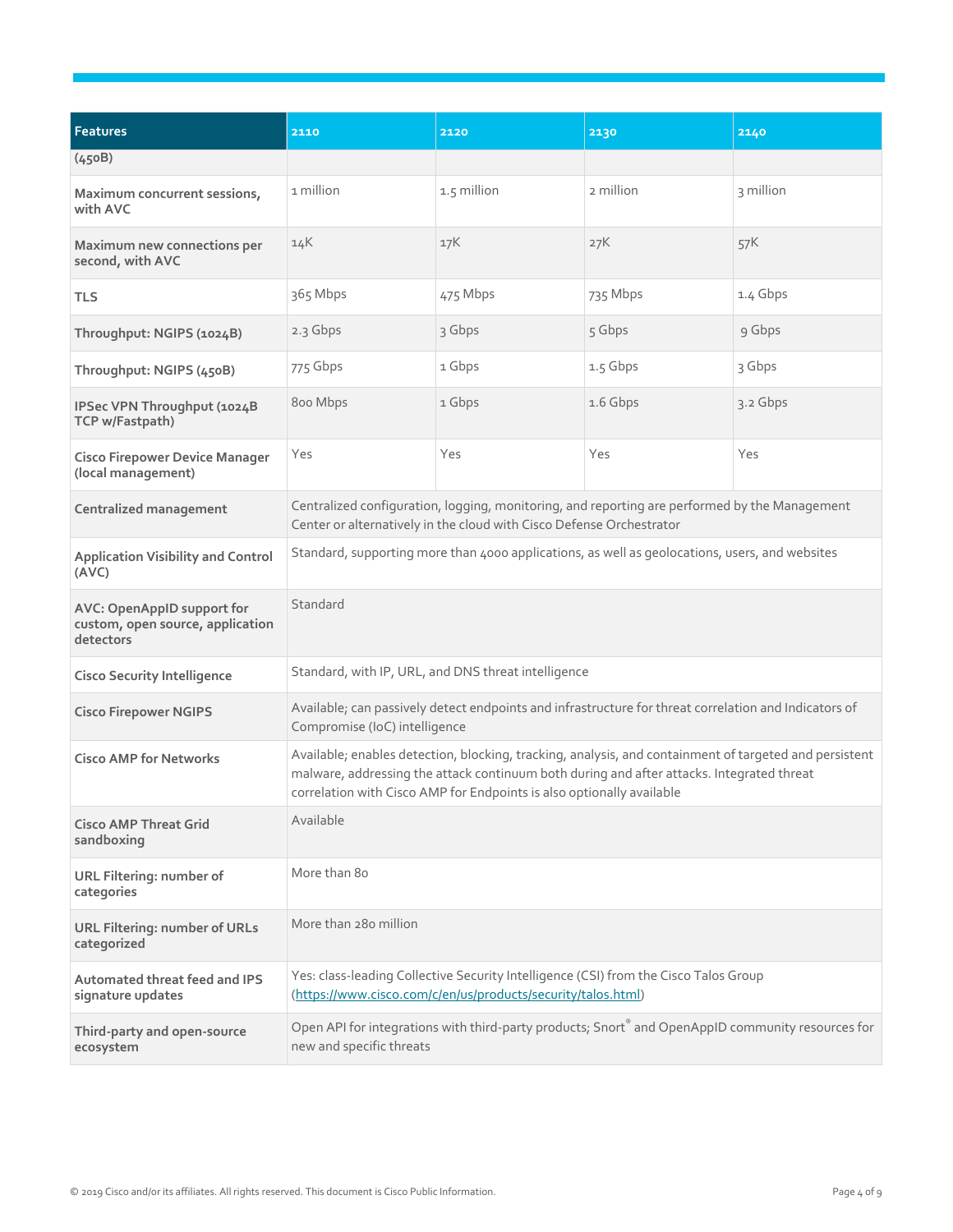| Features | 2110 | 2120 | 2130 | 2140 |
|---|---|---|---|---|
| (450B) | | | | |
| Maximum concurrent sessions, with AVC | 1 million | 1.5 million | 2 million | 3 million |
| Maximum new connections per second, with AVC | 14K | 17K | 27K | 57K |
| TLS | 365 Mbps | 475 Mbps | 735 Mbps | 1.4 Gbps |
| Throughput: NGIPS (1024B) | 2.3 Gbps | 3 Gbps | 5 Gbps | 9 Gbps |
| Throughput: NGIPS (450B) | 775 Gbps | 1 Gbps | 1.5 Gbps | 3 Gbps |
| IPSec VPN Throughput (1024B TCP w/Fastpath) | 800 Mbps | 1 Gbps | 1.6 Gbps | 3.2 Gbps |
| Cisco Firepower Device Manager (local management) | Yes | Yes | Yes | Yes |
| Centralized management | Centralized configuration, logging, monitoring, and reporting are performed by the Management Center or alternatively in the cloud with Cisco Defense Orchestrator | | | |
| Application Visibility and Control (AVC) | Standard, supporting more than 4000 applications, as well as geolocations, users, and websites | | | |
| AVC: OpenAppID support for custom, open source, application detectors | Standard | | | |
| Cisco Security Intelligence | Standard, with IP, URL, and DNS threat intelligence | | | |
| Cisco Firepower NGIPS | Available; can passively detect endpoints and infrastructure for threat correlation and Indicators of Compromise (IoC) intelligence | | | |
| Cisco AMP for Networks | Available; enables detection, blocking, tracking, analysis, and containment of targeted and persistent malware, addressing the attack continuum both during and after attacks. Integrated threat correlation with Cisco AMP for Endpoints is also optionally available | | | |
| Cisco AMP Threat Grid sandboxing | Available | | | |
| URL Filtering: number of categories | More than 80 | | | |
| URL Filtering: number of URLs categorized | More than 280 million | | | |
| Automated threat feed and IPS signature updates | Yes: class-leading Collective Security Intelligence (CSI) from the Cisco Talos Group (https://www.cisco.com/c/en/us/products/security/talos.html) | | | |
| Third-party and open-source ecosystem | Open API for integrations with third-party products; Snort® and OpenAppID community resources for new and specific threats | | | |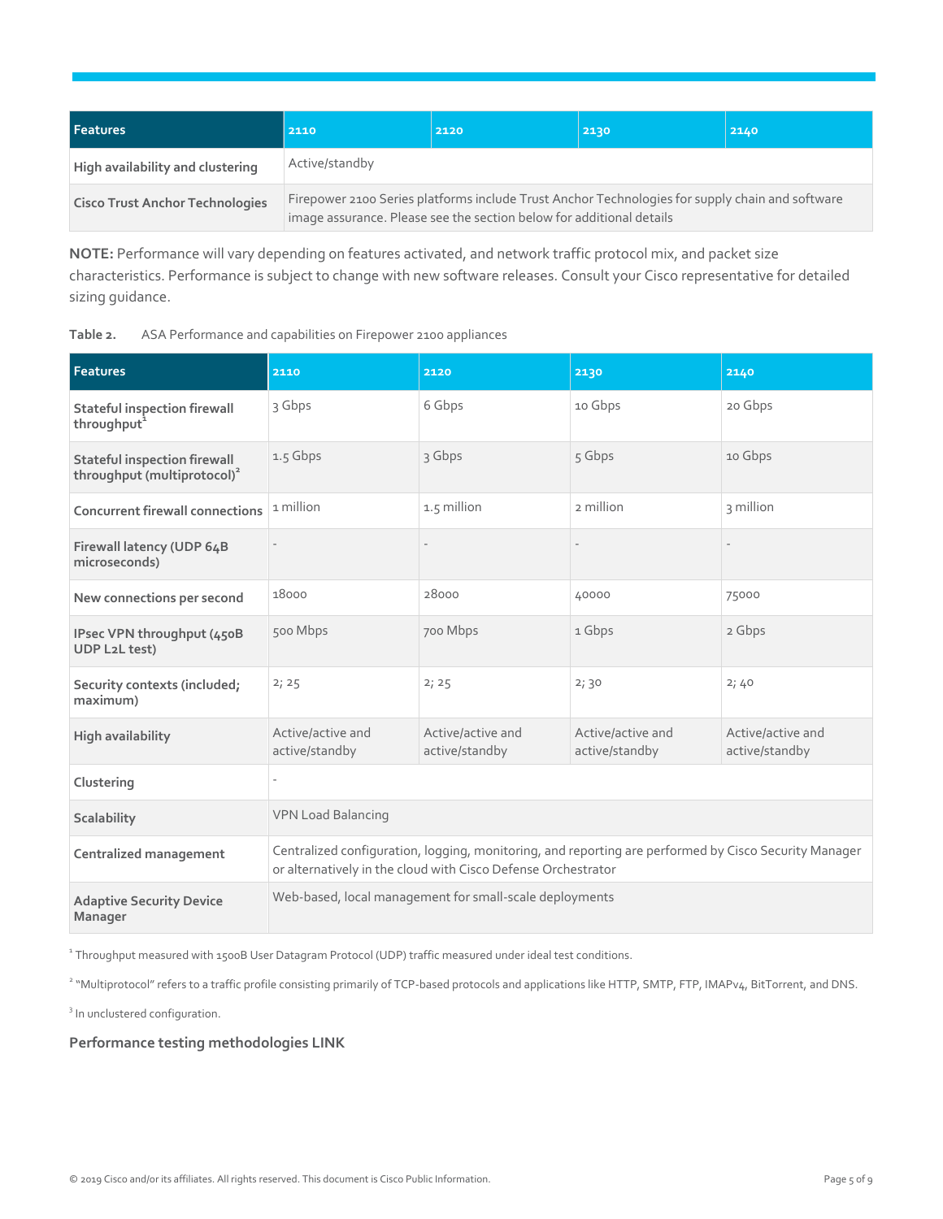| Features | 2110 | 2120 | 2130 | 2140 |
| --- | --- | --- | --- | --- |
| High availability and clustering | Active/standby | | | |
| Cisco Trust Anchor Technologies | Firepower 2100 Series platforms include Trust Anchor Technologies for supply chain and software image assurance. Please see the section below for additional details | | | |

**NOTE:** Performance will vary depending on features activated, and network traffic protocol mix, and packet size characteristics. Performance is subject to change with new software releases. Consult your Cisco representative for detailed sizing guidance.

**Table 2.** ASA Performance and capabilities on Firepower 2100 appliances

| Features | 2110 | 2120 | 2130 | 2140 |
| --- | --- | --- | --- | --- |
| Stateful inspection firewall throughput[1] | 3 Gbps | 6 Gbps | 10 Gbps | 20 Gbps |
| Stateful inspection firewall throughput (multiprotocol)[2] | 1.5 Gbps | 3 Gbps | 5 Gbps | 10 Gbps |
| Concurrent firewall connections | 1 million | 1.5 million | 2 million | 3 million |
| Firewall latency (UDP 64B microseconds) | - | - | - | - |
| New connections per second | 18000 | 28000 | 40000 | 75000 |
| IPsec VPN throughput (450B UDP L2L test) | 500 Mbps | 700 Mbps | 1 Gbps | 2 Gbps |
| Security contexts (included; maximum) | 2; 25 | 2; 25 | 2; 30 | 2; 40 |
| High availability | Active/active and active/standby | Active/active and active/standby | Active/active and active/standby | Active/active and active/standby |
| Clustering | - | | | |
| Scalability | VPN Load Balancing | | | |
| Centralized management | Centralized configuration, logging, monitoring, and reporting are performed by Cisco Security Manager or alternatively in the cloud with Cisco Defense Orchestrator | | | |
| Adaptive Security Device Manager | Web-based, local management for small-scale deployments | | | |

[1] Throughput measured with 1500B User Datagram Protocol (UDP) traffic measured under ideal test conditions.

[2] "Multiprotocol" refers to a traffic profile consisting primarily of TCP-based protocols and applications like HTTP, SMTP, FTP, IMAPv4, BitTorrent, and DNS.

[3] In unclustered configuration.

**Performance testing methodologies LINK**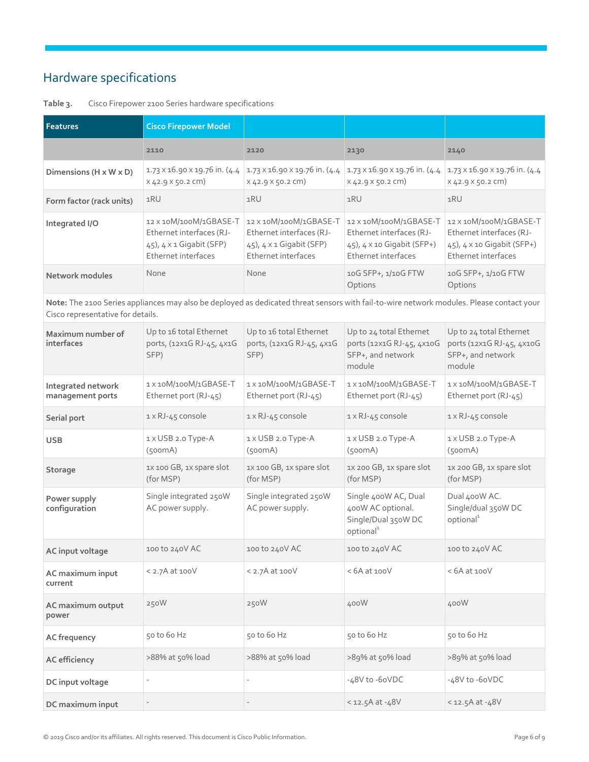## Hardware specifications

**Table 3.** Cisco Firepower 2100 Series hardware specifications

| Features | Cisco Firepower Model | | | |
|---|---|---|---|---|
| | 2110 | 2120 | 2130 | 2140 |
| **Dimensions (H x W x D)** | 1.73 x 16.90 x 19.76 in. (4.4 x 42.9 x 50.2 cm) | 1.73 x 16.90 x 19.76 in. (4.4 x 42.9 x 50.2 cm) | 1.73 x 16.90 x 19.76 in. (4.4 x 42.9 x 50.2 cm) | 1.73 x 16.90 x 19.76 in. (4.4 x 42.9 x 50.2 cm) |
| **Form factor (rack units)** | 1RU | 1RU | 1RU | 1RU |
| **Integrated I/O** | 12 x 10M/100M/1GBASE-T Ethernet interfaces (RJ-45), 4 x 1 Gigabit (SFP) Ethernet interfaces | 12 x 10M/100M/1GBASE-T Ethernet interfaces (RJ-45), 4 x 1 Gigabit (SFP) Ethernet interfaces | 12 x 10M/100M/1GBASE-T Ethernet interfaces (RJ-45), 4 x 10 Gigabit (SFP+) Ethernet interfaces | 12 x 10M/100M/1GBASE-T Ethernet interfaces (RJ-45), 4 x 10 Gigabit (SFP+) Ethernet interfaces |
| **Network modules** | None | None | 10G SFP+, 1/10G FTW Options | 10G SFP+, 1/10G FTW Options |
| **Note:** The 2100 Series appliances may also be deployed as dedicated threat sensors with fail-to-wire network modules. Please contact your Cisco representative for details. | | | | |
| **Maximum number of interfaces** | Up to 16 total Ethernet ports, (12x1G RJ-45, 4x1G SFP) | Up to 16 total Ethernet ports, (12x1G RJ-45, 4x1G SFP) | Up to 24 total Ethernet ports (12x1G RJ-45, 4x10G SFP+, and network module | Up to 24 total Ethernet ports (12x1G RJ-45, 4x10G SFP+, and network module |
| **Integrated network management ports** | 1 x 10M/100M/1GBASE-T Ethernet port (RJ-45) | 1 x 10M/100M/1GBASE-T Ethernet port (RJ-45) | 1 x 10M/100M/1GBASE-T Ethernet port (RJ-45) | 1 x 10M/100M/1GBASE-T Ethernet port (RJ-45) |
| **Serial port** | 1 x RJ-45 console | 1 x RJ-45 console | 1 x RJ-45 console | 1 x RJ-45 console |
| **USB** | 1 x USB 2.0 Type-A (500mA) | 1 x USB 2.0 Type-A (500mA) | 1 x USB 2.0 Type-A (500mA) | 1 x USB 2.0 Type-A (500mA) |
| **Storage** | 1x 100 GB, 1x spare slot (for MSP) | 1x 100 GB, 1x spare slot (for MSP) | 1x 200 GB, 1x spare slot (for MSP) | 1x 200 GB, 1x spare slot (for MSP) |
| **Power supply configuration** | Single integrated 250W AC power supply. | Single integrated 250W AC power supply. | Single 400W AC, Dual 400W AC optional. Single/Dual 350W DC optional[1] | Dual 400W AC. Single/dual 350W DC optional[1] |
| **AC input voltage** | 100 to 240V AC | 100 to 240V AC | 100 to 240V AC | 100 to 240V AC |
| **AC maximum input current** | < 2.7A at 100V | < 2.7A at 100V | < 6A at 100V | < 6A at 100V |
| **AC maximum output power** | 250W | 250W | 400W | 400W |
| **AC frequency** | 50 to 60 Hz | 50 to 60 Hz | 50 to 60 Hz | 50 to 60 Hz |
| **AC efficiency** | >88% at 50% load | >88% at 50% load | >89% at 50% load | >89% at 50% load |
| **DC input voltage** | - | - | -48V to -60VDC | -48V to -60VDC |
| **DC maximum input** | - | - | < 12.5A at -48V | < 12.5A at -48V |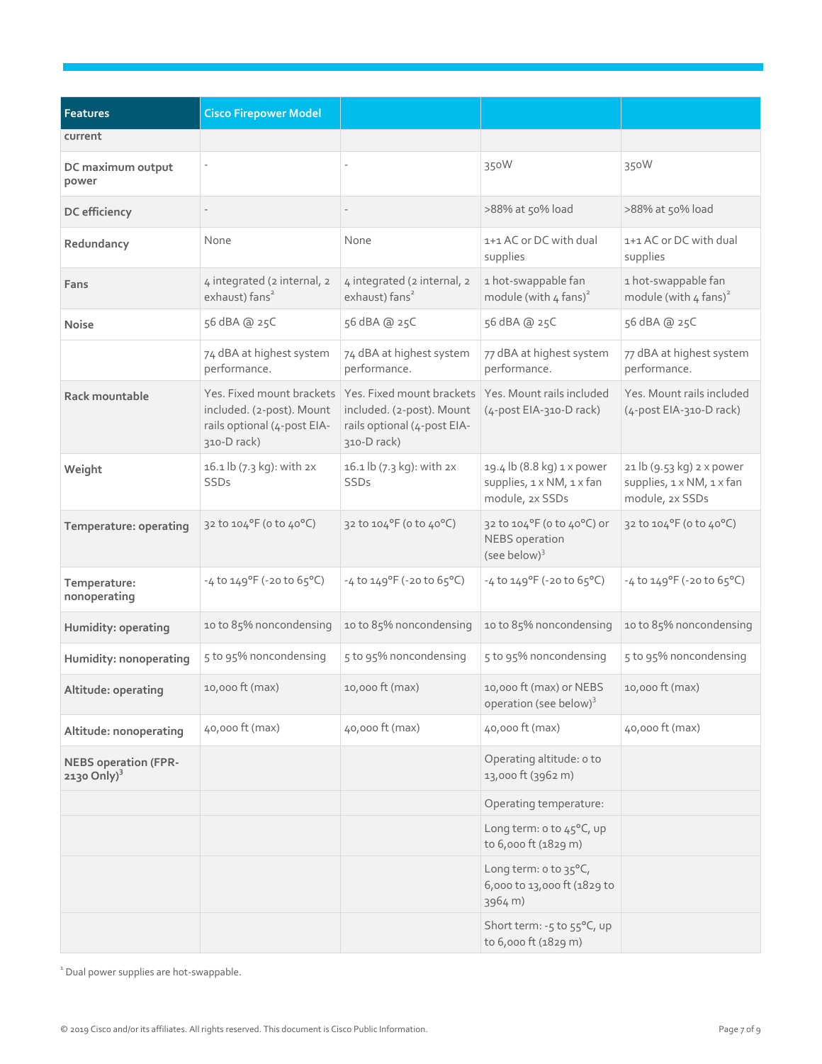| Features | Cisco Firepower Model | | | |
|---|---|---|---|---|
| current | | | | |
| DC maximum output power | - | - | 350W | 350W |
| DC efficiency | - | - | >88% at 50% load | >88% at 50% load |
| Redundancy | None | None | 1+1 AC or DC with dual supplies | 1+1 AC or DC with dual supplies |
| Fans | 4 integrated (2 internal, 2 exhaust) fans[2] | 4 integrated (2 internal, 2 exhaust) fans[2] | 1 hot-swappable fan module (with 4 fans)[2] | 1 hot-swappable fan module (with 4 fans)[2] |
| Noise | 56 dBA @ 25C | 56 dBA @ 25C | 56 dBA @ 25C | 56 dBA @ 25C |
| | 74 dBA at highest system performance. | 74 dBA at highest system performance. | 77 dBA at highest system performance. | 77 dBA at highest system performance. |
| Rack mountable | Yes. Fixed mount brackets included. (2-post). Mount rails optional (4-post EIA-310-D rack) | Yes. Fixed mount brackets included. (2-post). Mount rails optional (4-post EIA-310-D rack) | Yes. Mount rails included (4-post EIA-310-D rack) | Yes. Mount rails included (4-post EIA-310-D rack) |
| Weight | 16.1 lb (7.3 kg): with 2x SSDs | 16.1 lb (7.3 kg): with 2x SSDs | 19.4 lb (8.8 kg) 1 x power supplies, 1 x NM, 1 x fan module, 2x SSDs | 21 lb (9.53 kg) 2 x power supplies, 1 x NM, 1 x fan module, 2x SSDs |
| Temperature: operating | 32 to 104°F (0 to 40°C) | 32 to 104°F (0 to 40°C) | 32 to 104°F (0 to 40°C) or NEBS operation (see below)[3] | 32 to 104°F (0 to 40°C) |
| Temperature: nonoperating | -4 to 149°F (-20 to 65°C) | -4 to 149°F (-20 to 65°C) | -4 to 149°F (-20 to 65°C) | -4 to 149°F (-20 to 65°C) |
| Humidity: operating | 10 to 85% noncondensing | 10 to 85% noncondensing | 10 to 85% noncondensing | 10 to 85% noncondensing |
| Humidity: nonoperating | 5 to 95% noncondensing | 5 to 95% noncondensing | 5 to 95% noncondensing | 5 to 95% noncondensing |
| Altitude: operating | 10,000 ft (max) | 10,000 ft (max) | 10,000 ft (max) or NEBS operation (see below)[3] | 10,000 ft (max) |
| Altitude: nonoperating | 40,000 ft (max) | 40,000 ft (max) | 40,000 ft (max) | 40,000 ft (max) |
| NEBS operation (FPR-2130 Only)[3] | | | Operating altitude: 0 to 13,000 ft (3962 m) | |
| | | | Operating temperature: | |
| | | | Long term: 0 to 45°C, up to 6,000 ft (1829 m) | |
| | | | Long term: 0 to 35°C, 6,000 to 13,000 ft (1829 to 3964 m) | |
| | | | Short term: -5 to 55°C, up to 6,000 ft (1829 m) | |

[1] Dual power supplies are hot-swappable.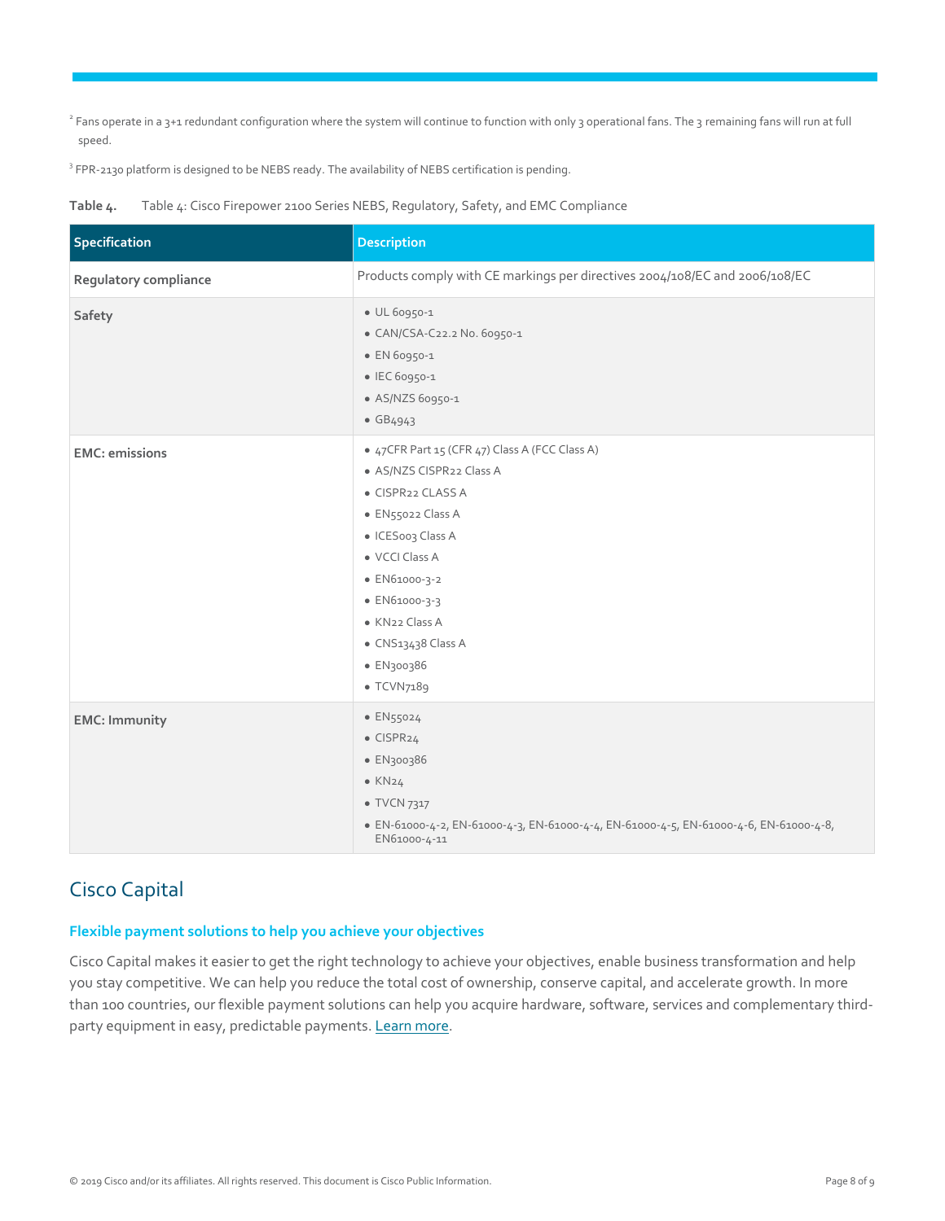[2] Fans operate in a 3+1 redundant configuration where the system will continue to function with only 3 operational fans. The 3 remaining fans will run at full speed.

[3] FPR-2130 platform is designed to be NEBS ready. The availability of NEBS certification is pending.

**Table 4.** Table 4: Cisco Firepower 2100 Series NEBS, Regulatory, Safety, and EMC Compliance

| Specification | Description |
| --- | --- |
| **Regulatory compliance** | Products comply with CE markings per directives 2004/108/EC and 2006/108/EC |
| **Safety** | • UL 60950-1<br>• CAN/CSA-C22.2 No. 60950-1<br>• EN 60950-1<br>• IEC 60950-1<br>• AS/NZS 60950-1<br>• GB4943 |
| **EMC: emissions** | • 47CFR Part 15 (CFR 47) Class A (FCC Class A)<br>• AS/NZS CISPR22 Class A<br>• CISPR22 CLASS A<br>• EN55022 Class A<br>• ICES003 Class A<br>• VCCI Class A<br>• EN61000-3-2<br>• EN61000-3-3<br>• KN22 Class A<br>• CNS13438 Class A<br>• EN300386<br>• TCVN7189 |
| **EMC: Immunity** | • EN55024<br>• CISPR24<br>• EN300386<br>• KN24<br>• TVCN 7317<br>• EN-61000-4-2, EN-61000-4-3, EN-61000-4-4, EN-61000-4-5, EN-61000-4-6, EN-61000-4-8, EN61000-4-11 |

## Cisco Capital

### Flexible payment solutions to help you achieve your objectives

Cisco Capital makes it easier to get the right technology to achieve your objectives, enable business transformation and help you stay competitive. We can help you reduce the total cost of ownership, conserve capital, and accelerate growth. In more than 100 countries, our flexible payment solutions can help you acquire hardware, software, services and complementary third-party equipment in easy, predictable payments. Learn more.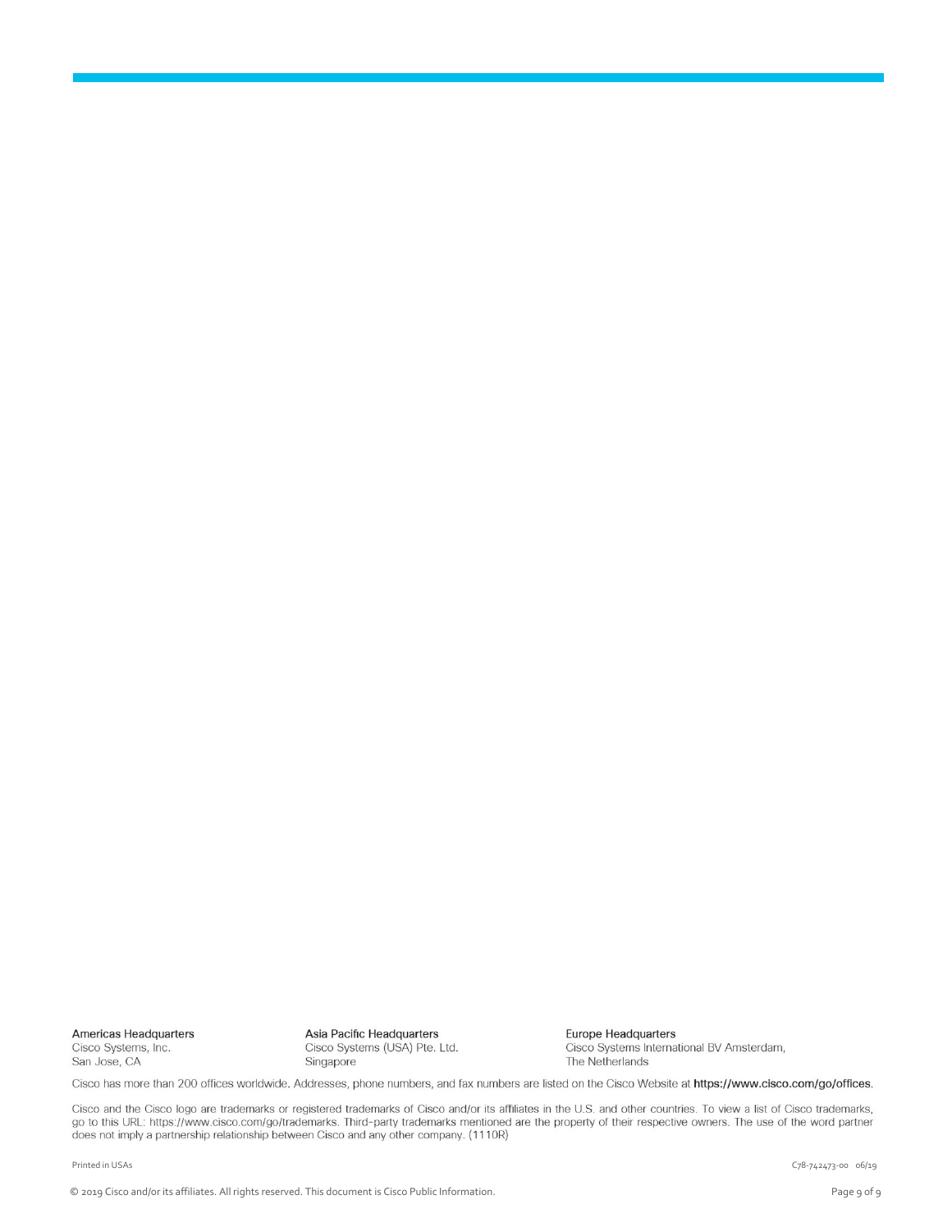**Americas Headquarters**
Cisco Systems, Inc.
San Jose, CA

**Asia Pacific Headquarters**
Cisco Systems (USA) Pte. Ltd.
Singapore

**Europe Headquarters**
Cisco Systems International BV Amsterdam,
The Netherlands

Cisco has more than 200 offices worldwide. Addresses, phone numbers, and fax numbers are listed on the Cisco Website at **https://www.cisco.com/go/offices.**

Cisco and the Cisco logo are trademarks or registered trademarks of Cisco and/or its affiliates in the U.S. and other countries. To view a list of Cisco trademarks, go to this URL: https://www.cisco.com/go/trademarks. Third-party trademarks mentioned are the property of their respective owners. The use of the word partner does not imply a partnership relationship between Cisco and any other company. (1110R)

Printed in USAs C78-742473-00 06/19

© 2019 Cisco and/or its affiliates. All rights reserved. This document is Cisco Public Information.